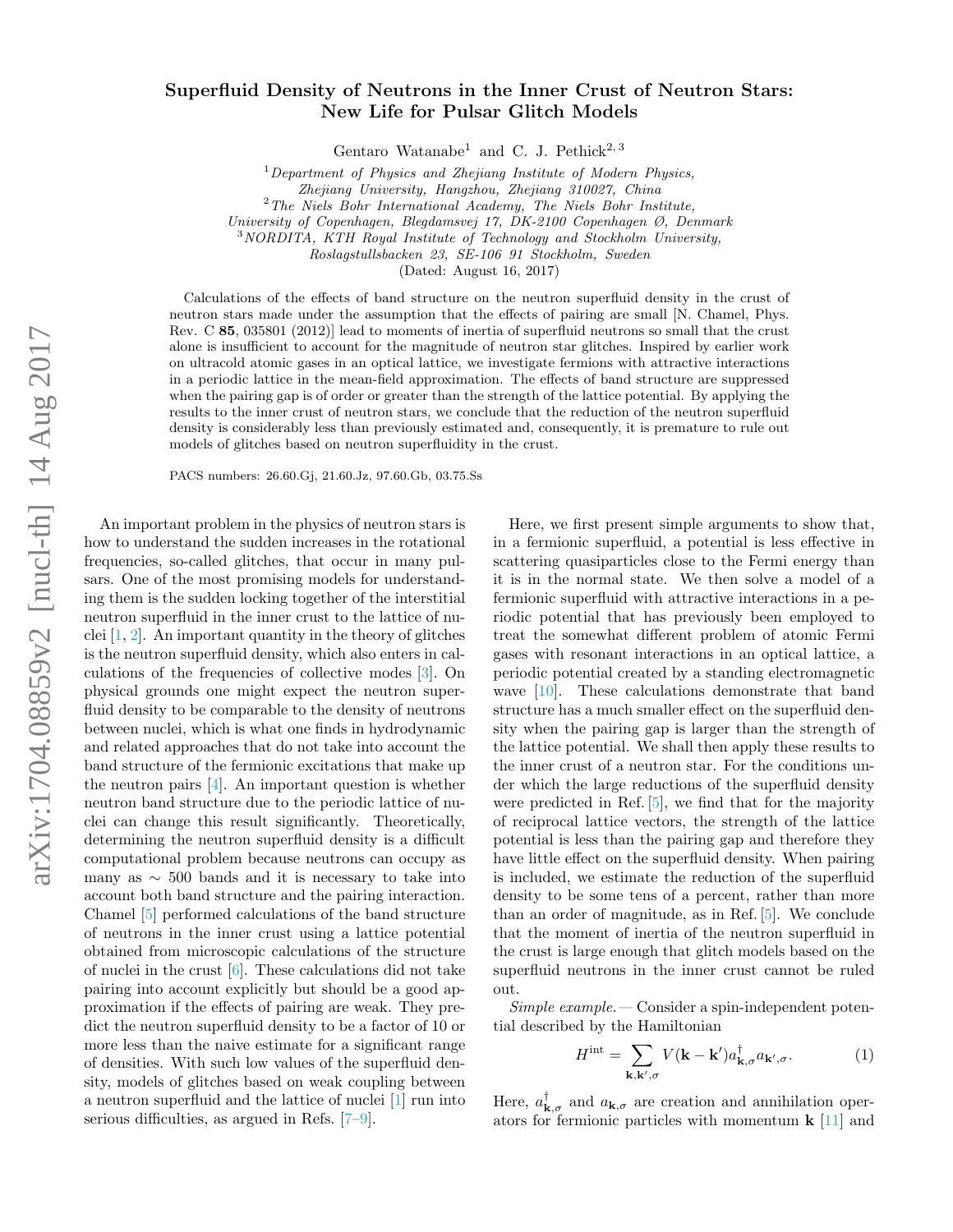# Superfluid Density of Neutrons in the Inner Crust of Neutron Stars: New Life for Pulsar Glitch Models

Gentaro Watanabe[1] and C. J. Pethick[2,3]

[1] *Department of Physics and Zhejiang Institute of Modern Physics, Zhejiang University, Hangzhou, Zhejiang 310027, China*
[2] *The Niels Bohr International Academy, The Niels Bohr Institute, University of Copenhagen, Blegdamsvej 17, DK-2100 Copenhagen Ø, Denmark*
[3] *NORDITA, KTH Royal Institute of Technology and Stockholm University, Roslagstullsbacken 23, SE-106 91 Stockholm, Sweden*

(Dated: August 16, 2017)

Calculations of the effects of band structure on the neutron superfluid density in the crust of neutron stars made under the assumption that the effects of pairing are small [N. Chamel, Phys. Rev. C **85**, 035801 (2012)] lead to moments of inertia of superfluid neutrons so small that the crust alone is insufficient to account for the magnitude of neutron star glitches. Inspired by earlier work on ultracold atomic gases in an optical lattice, we investigate fermions with attractive interactions in a periodic lattice in the mean-field approximation. The effects of band structure are suppressed when the pairing gap is of order or greater than the strength of the lattice potential. By applying the results to the inner crust of neutron stars, we conclude that the reduction of the neutron superfluid density is considerably less than previously estimated and, consequently, it is premature to rule out models of glitches based on neutron superfluidity in the crust.

PACS numbers: 26.60.Gj, 21.60.Jz, 97.60.Gb, 03.75.Ss

An important problem in the physics of neutron stars is how to understand the sudden increases in the rotational frequencies, so-called glitches, that occur in many pulsars. One of the most promising models for understanding them is the sudden locking together of the interstitial neutron superfluid in the inner crust to the lattice of nuclei [1, 2]. An important quantity in the theory of glitches is the neutron superfluid density, which also enters in calculations of the frequencies of collective modes [3]. On physical grounds one might expect the neutron superfluid density to be comparable to the density of neutrons between nuclei, which is what one finds in hydrodynamic and related approaches that do not take into account the band structure of the fermionic excitations that make up the neutron pairs [4]. An important question is whether neutron band structure due to the periodic lattice of nuclei can change this result significantly. Theoretically, determining the neutron superfluid density is a difficult computational problem because neutrons can occupy as many as $\sim 500$ bands and it is necessary to take into account both band structure and the pairing interaction. Chamel [5] performed calculations of the band structure of neutrons in the inner crust using a lattice potential obtained from microscopic calculations of the structure of nuclei in the crust [6]. These calculations did not take pairing into account explicitly but should be a good approximation if the effects of pairing are weak. They predict the neutron superfluid density to be a factor of 10 or more less than the naive estimate for a significant range of densities. With such low values of the superfluid density, models of glitches based on weak coupling between a neutron superfluid and the lattice of nuclei [1] run into serious difficulties, as argued in Refs. [7–9].

Here, we first present simple arguments to show that, in a fermionic superfluid, a potential is less effective in scattering quasiparticles close to the Fermi energy than it is in the normal state. We then solve a model of a fermionic superfluid with attractive interactions in a periodic potential that has previously been employed to treat the somewhat different problem of atomic Fermi gases with resonant interactions in an optical lattice, a periodic potential created by a standing electromagnetic wave [10]. These calculations demonstrate that band structure has a much smaller effect on the superfluid density when the pairing gap is larger than the strength of the lattice potential. We shall then apply these results to the inner crust of a neutron star. For the conditions under which the large reductions of the superfluid density were predicted in Ref. [5], we find that for the majority of reciprocal lattice vectors, the strength of the lattice potential is less than the pairing gap and therefore they have little effect on the superfluid density. When pairing is included, we estimate the reduction of the superfluid density to be some tens of a percent, rather than more than an order of magnitude, as in Ref. [5]. We conclude that the moment of inertia of the neutron superfluid in the crust is large enough that glitch models based on the superfluid neutrons in the inner crust cannot be ruled out.

*Simple example.*— Consider a spin-independent potential described by the Hamiltonian

$$H^{\rm int} = \sum_{\mathbf{k},\mathbf{k}',\sigma} V(\mathbf{k}-\mathbf{k}') a^\dagger_{\mathbf{k},\sigma} a_{\mathbf{k}',\sigma}. \qquad (1)$$

Here, $a^\dagger_{\mathbf{k},\sigma}$ and $a_{\mathbf{k},\sigma}$ are creation and annihilation operators for fermionic particles with momentum $\mathbf{k}$ [11] and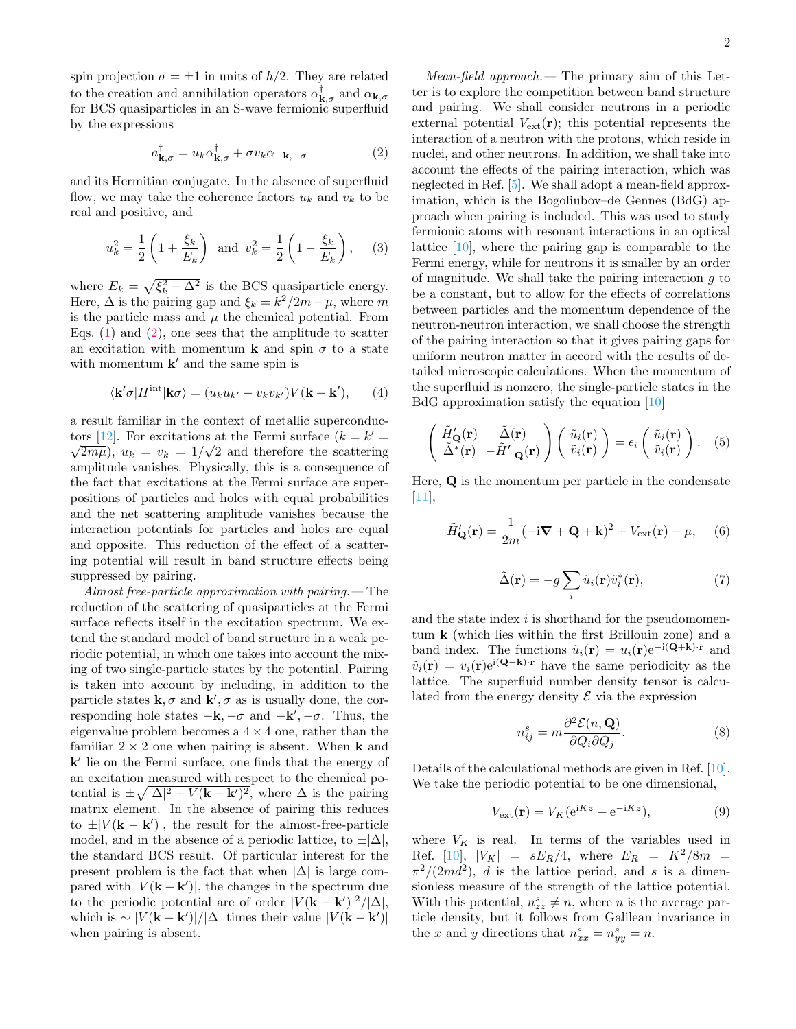spin projection $\sigma = \pm 1$ in units of $\hbar/2$. They are related to the creation and annihilation operators $\alpha^\dagger_{\mathbf{k},\sigma}$ and $\alpha_{\mathbf{k},\sigma}$ for BCS quasiparticles in an S-wave fermionic superfluid by the expressions

$$a^\dagger_{\mathbf{k},\sigma} = u_k \alpha^\dagger_{\mathbf{k},\sigma} + \sigma v_k \alpha_{-\mathbf{k},-\sigma} \quad (2)$$

and its Hermitian conjugate. In the absence of superfluid flow, we may take the coherence factors $u_k$ and $v_k$ to be real and positive, and

$$u_k^2 = \frac{1}{2}\left(1 + \frac{\xi_k}{E_k}\right) \;\text{ and }\; v_k^2 = \frac{1}{2}\left(1 - \frac{\xi_k}{E_k}\right), \quad (3)$$

where $E_k = \sqrt{\xi_k^2 + \Delta^2}$ is the BCS quasiparticle energy. Here, $\Delta$ is the pairing gap and $\xi_k = k^2/2m - \mu$, where $m$ is the particle mass and $\mu$ the chemical potential. From Eqs. (1) and (2), one sees that the amplitude to scatter an excitation with momentum $\mathbf{k}$ and spin $\sigma$ to a state with momentum $\mathbf{k}'$ and the same spin is

$$\langle \mathbf{k}'\sigma | H^{\rm int} | \mathbf{k}\sigma \rangle = (u_k u_{k'} - v_k v_{k'}) V(\mathbf{k} - \mathbf{k}'), \quad (4)$$

a result familiar in the context of metallic superconductors [12]. For excitations at the Fermi surface ($k = k' = \sqrt{2m\mu}$), $u_k = v_k = 1/\sqrt{2}$ and therefore the scattering amplitude vanishes. Physically, this is a consequence of the fact that excitations at the Fermi surface are superpositions of particles and holes with equal probabilities and the net scattering amplitude vanishes because the interaction potentials for particles and holes are equal and opposite. This reduction of the effect of a scattering potential will result in band structure effects being suppressed by pairing.

*Almost free-particle approximation with pairing.*— The reduction of the scattering of quasiparticles at the Fermi surface reflects itself in the excitation spectrum. We extend the standard model of band structure in a weak periodic potential, in which one takes into account the mixing of two single-particle states by the potential. Pairing is taken into account by including, in addition to the particle states $\mathbf{k}, \sigma$ and $\mathbf{k}', \sigma$ as is usually done, the corresponding hole states $-\mathbf{k}, -\sigma$ and $-\mathbf{k}', -\sigma$. Thus, the eigenvalue problem becomes a $4 \times 4$ one, rather than the familiar $2 \times 2$ one when pairing is absent. When $\mathbf{k}$ and $\mathbf{k}'$ lie on the Fermi surface, one finds that the energy of an excitation measured with respect to the chemical potential is $\pm\sqrt{|\Delta|^2 + V(\mathbf{k} - \mathbf{k}')^2}$, where $\Delta$ is the pairing matrix element. In the absence of pairing this reduces to $\pm|V(\mathbf{k} - \mathbf{k}')|$, the result for the almost-free-particle model, and in the absence of a periodic lattice, to $\pm|\Delta|$, the standard BCS result. Of particular interest for the present problem is the fact that when $|\Delta|$ is large compared with $|V(\mathbf{k} - \mathbf{k}')|$, the changes in the spectrum due to the periodic potential are of order $|V(\mathbf{k} - \mathbf{k}')|^2/|\Delta|$, which is $\sim |V(\mathbf{k} - \mathbf{k}')|/|\Delta|$ times their value $|V(\mathbf{k} - \mathbf{k}')|$ when pairing is absent.

*Mean-field approach.*— The primary aim of this Letter is to explore the competition between band structure and pairing. We shall consider neutrons in a periodic external potential $V_{\rm ext}(\mathbf{r})$; this potential represents the interaction of a neutron with the protons, which reside in nuclei, and other neutrons. In addition, we shall take into account the effects of the pairing interaction, which was neglected in Ref. [5]. We shall adopt a mean-field approximation, which is the Bogoliubov–de Gennes (BdG) approach when pairing is included. This was used to study fermionic atoms with resonant interactions in an optical lattice [10], where the pairing gap is comparable to the Fermi energy, while for neutrons it is smaller by an order of magnitude. We shall take the pairing interaction $g$ to be a constant, but to allow for the effects of correlations between particles and the momentum dependence of the neutron-neutron interaction, we shall choose the strength of the pairing interaction so that it gives pairing gaps for uniform neutron matter in accord with the results of detailed microscopic calculations. When the momentum of the superfluid is nonzero, the single-particle states in the BdG approximation satisfy the equation [10]

$$\begin{pmatrix} \tilde{H}'_{\mathbf{Q}}(\mathbf{r}) & \tilde{\Delta}(\mathbf{r}) \\ \tilde{\Delta}^*(\mathbf{r}) & -\tilde{H}'_{-\mathbf{Q}}(\mathbf{r}) \end{pmatrix} \begin{pmatrix} \tilde{u}_i(\mathbf{r}) \\ \tilde{v}_i(\mathbf{r}) \end{pmatrix} = \epsilon_i \begin{pmatrix} \tilde{u}_i(\mathbf{r}) \\ \tilde{v}_i(\mathbf{r}) \end{pmatrix}. \quad (5)$$

Here, $\mathbf{Q}$ is the momentum per particle in the condensate [11],

$$\tilde{H}'_{\mathbf{Q}}(\mathbf{r}) = \frac{1}{2m}(-{\rm i}\boldsymbol{\nabla} + \mathbf{Q} + \mathbf{k})^2 + V_{\rm ext}(\mathbf{r}) - \mu, \quad (6)$$

$$\tilde{\Delta}(\mathbf{r}) = -g \sum_i \tilde{u}_i(\mathbf{r}) \tilde{v}_i^*(\mathbf{r}), \quad (7)$$

and the state index $i$ is shorthand for the pseudomomentum $\mathbf{k}$ (which lies within the first Brillouin zone) and a band index. The functions $\tilde{u}_i(\mathbf{r}) = u_i(\mathbf{r}){\rm e}^{-{\rm i}(\mathbf{Q}+\mathbf{k})\cdot\mathbf{r}}$ and $\tilde{v}_i(\mathbf{r}) = v_i(\mathbf{r}){\rm e}^{{\rm i}(\mathbf{Q}-\mathbf{k})\cdot\mathbf{r}}$ have the same periodicity as the lattice. The superfluid number density tensor is calculated from the energy density $\mathcal{E}$ via the expression

$$n^s_{ij} = m\frac{\partial^2 \mathcal{E}(n, \mathbf{Q})}{\partial Q_i \partial Q_j}. \quad (8)$$

Details of the calculational methods are given in Ref. [10]. We take the periodic potential to be one dimensional,

$$V_{\rm ext}(\mathbf{r}) = V_K({\rm e}^{{\rm i}Kz} + {\rm e}^{-{\rm i}Kz}), \quad (9)$$

where $V_K$ is real. In terms of the variables used in Ref. [10], $|V_K| = sE_R/4$, where $E_R = K^2/8m = \pi^2/(2md^2)$, $d$ is the lattice period, and $s$ is a dimensionless measure of the strength of the lattice potential. With this potential, $n^s_{zz} \neq n$, where $n$ is the average particle density, but it follows from Galilean invariance in the $x$ and $y$ directions that $n^s_{xx} = n^s_{yy} = n$.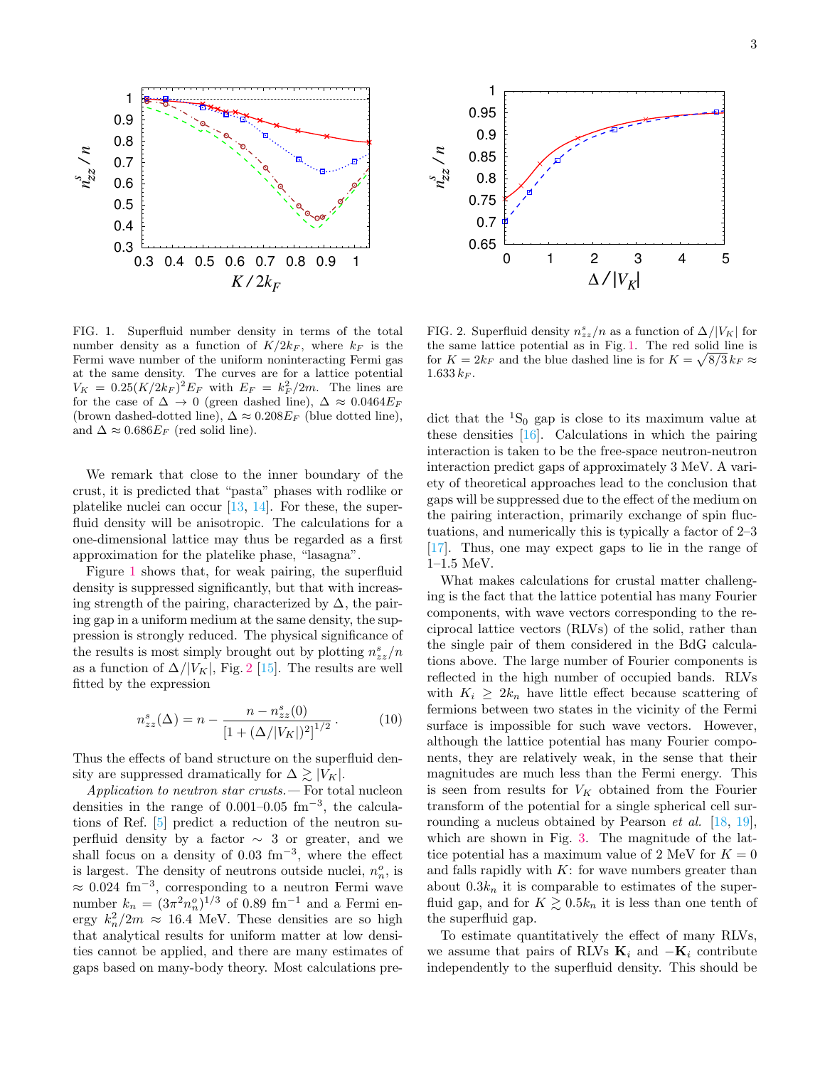FIG. 1. Superfluid number density in terms of the total number density as a function of $K/2k_F$, where $k_F$ is the Fermi wave number of the uniform noninteracting Fermi gas at the same density. The curves are for a lattice potential $V_K = 0.25(K/2k_F)^2 E_F$ with $E_F = k_F^2/2m$. The lines are for the case of $\Delta \to 0$ (green dashed line), $\Delta \approx 0.0464 E_F$ (brown dashed-dotted line), $\Delta \approx 0.208 E_F$ (blue dotted line), and $\Delta \approx 0.686 E_F$ (red solid line).

FIG. 2. Superfluid density $n^s_{zz}/n$ as a function of $\Delta/|V_K|$ for the same lattice potential as in Fig. 1. The red solid line is for $K = 2k_F$ and the blue dashed line is for $K = \sqrt{8/3}\, k_F \approx 1.633\, k_F$.

We remark that close to the inner boundary of the crust, it is predicted that "pasta" phases with rodlike or platelike nuclei can occur [13, 14]. For these, the superfluid density will be anisotropic. The calculations for a one-dimensional lattice may thus be regarded as a first approximation for the platelike phase, "lasagna".

Figure 1 shows that, for weak pairing, the superfluid density is suppressed significantly, but that with increasing strength of the pairing, characterized by $\Delta$, the pairing gap in a uniform medium at the same density, the suppression is strongly reduced. The physical significance of the results is most simply brought out by plotting $n^s_{zz}/n$ as a function of $\Delta/|V_K|$, Fig. 2 [15]. The results are well fitted by the expression

$$n^s_{zz}(\Delta) = n - \frac{n - n^s_{zz}(0)}{[1 + (\Delta/|V_K|)^2]^{1/2}}. \qquad (10)$$

Thus the effects of band structure on the superfluid density are suppressed dramatically for $\Delta \gtrsim |V_K|$.

*Application to neutron star crusts.*— For total nucleon densities in the range of 0.001–0.05 fm$^{-3}$, the calculations of Ref. [5] predict a reduction of the neutron superfluid density by a factor $\sim 3$ or greater, and we shall focus on a density of 0.03 fm$^{-3}$, where the effect is largest. The density of neutrons outside nuclei, $n^o_n$, is $\approx 0.024$ fm$^{-3}$, corresponding to a neutron Fermi wave number $k_n = (3\pi^2 n^o_n)^{1/3}$ of 0.89 fm$^{-1}$ and a Fermi energy $k_n^2/2m \approx 16.4$ MeV. These densities are so high that analytical results for uniform matter at low densities cannot be applied, and there are many estimates of gaps based on many-body theory. Most calculations predict that the $^1$S$_0$ gap is close to its maximum value at these densities [16]. Calculations in which the pairing interaction is taken to be the free-space neutron-neutron interaction predict gaps of approximately 3 MeV. A variety of theoretical approaches lead to the conclusion that gaps will be suppressed due to the effect of the medium on the pairing interaction, primarily exchange of spin fluctuations, and numerically this is typically a factor of 2–3 [17]. Thus, one may expect gaps to lie in the range of 1–1.5 MeV.

What makes calculations for crustal matter challenging is the fact that the lattice potential has many Fourier components, with wave vectors corresponding to the reciprocal lattice vectors (RLVs) of the solid, rather than the single pair of them considered in the BdG calculations above. The large number of Fourier components is reflected in the high number of occupied bands. RLVs with $K_i \geq 2k_n$ have little effect because scattering of fermions between two states in the vicinity of the Fermi surface is impossible for such wave vectors. However, although the lattice potential has many Fourier components, they are relatively weak, in the sense that their magnitudes are much less than the Fermi energy. This is seen from results for $V_K$ obtained from the Fourier transform of the potential for a single spherical cell surrounding a nucleus obtained by Pearson *et al.* [18, 19], which are shown in Fig. 3. The magnitude of the lattice potential has a maximum value of 2 MeV for $K = 0$ and falls rapidly with $K$: for wave numbers greater than about $0.3k_n$ it is comparable to estimates of the superfluid gap, and for $K \gtrsim 0.5k_n$ it is less than one tenth of the superfluid gap.

To estimate quantitatively the effect of many RLVs, we assume that pairs of RLVs $\mathbf{K}_i$ and $-\mathbf{K}_i$ contribute independently to the superfluid density. This should be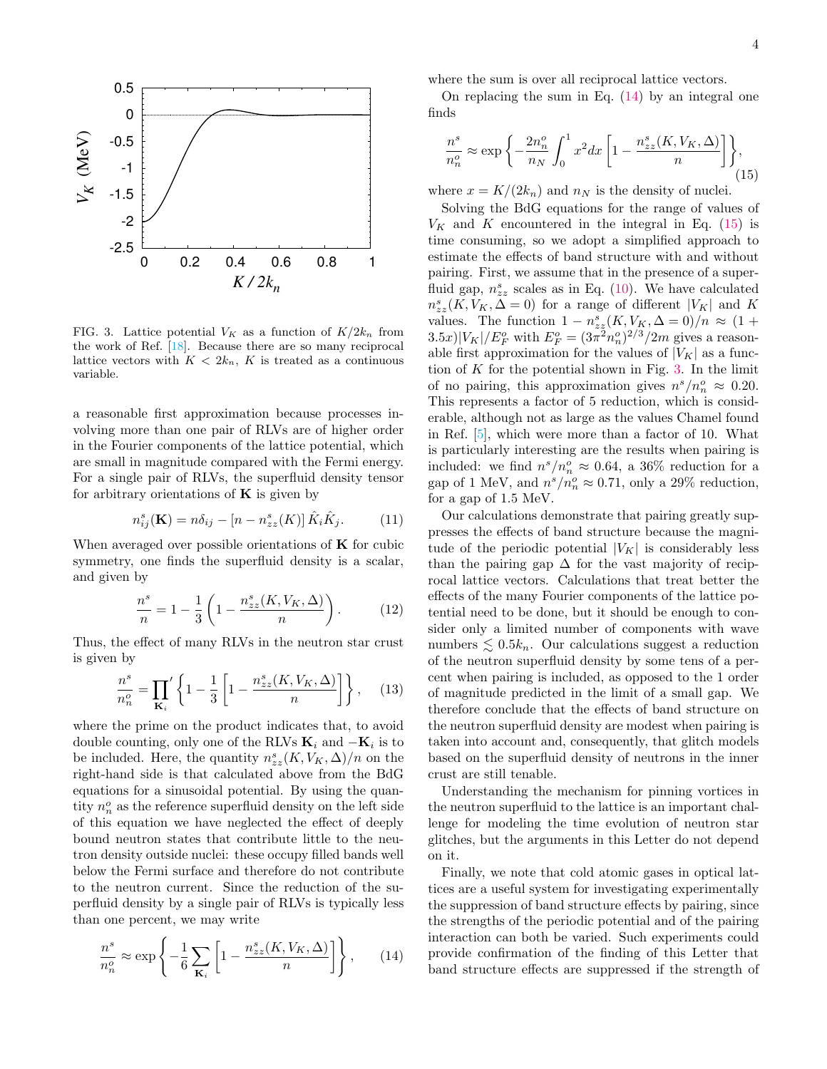FIG. 3. Lattice potential $V_K$ as a function of $K/2k_n$ from the work of Ref. [18]. Because there are so many reciprocal lattice vectors with $K < 2k_n$, $K$ is treated as a continuous variable.

a reasonable first approximation because processes involving more than one pair of RLVs are of higher order in the Fourier components of the lattice potential, which are small in magnitude compared with the Fermi energy. For a single pair of RLVs, the superfluid density tensor for arbitrary orientations of $\mathbf{K}$ is given by

$$n^s_{ij}(\mathbf{K}) = n\delta_{ij} - [n - n^s_{zz}(K)]\,\hat{K}_i\hat{K}_j. \tag{11}$$

When averaged over possible orientations of $\mathbf{K}$ for cubic symmetry, one finds the superfluid density is a scalar, and given by

$$\frac{n^s}{n} = 1 - \frac{1}{3}\left(1 - \frac{n^s_{zz}(K, V_K, \Delta)}{n}\right). \tag{12}$$

Thus, the effect of many RLVs in the neutron star crust is given by

$$\frac{n^s}{n^o_n} = \prod_{\mathbf{K}_i}{}' \left\{1 - \frac{1}{3}\left[1 - \frac{n^s_{zz}(K, V_K, \Delta)}{n}\right]\right\}, \tag{13}$$

where the prime on the product indicates that, to avoid double counting, only one of the RLVs $\mathbf{K}_i$ and $-\mathbf{K}_i$ is to be included. Here, the quantity $n^s_{zz}(K, V_K, \Delta)/n$ on the right-hand side is that calculated above from the BdG equations for a sinusoidal potential. By using the quantity $n^o_n$ as the reference superfluid density on the left side of this equation we have neglected the effect of deeply bound neutron states that contribute little to the neutron density outside nuclei: these occupy filled bands well below the Fermi surface and therefore do not contribute to the neutron current. Since the reduction of the superfluid density by a single pair of RLVs is typically less than one percent, we may write

$$\frac{n^s}{n^o_n} \approx \exp\left\{-\frac{1}{6}\sum_{\mathbf{K}_i}\left[1 - \frac{n^s_{zz}(K, V_K, \Delta)}{n}\right]\right\}, \tag{14}$$

where the sum is over all reciprocal lattice vectors.

On replacing the sum in Eq. (14) by an integral one finds

$$\frac{n^s}{n^o_n} \approx \exp\left\{-\frac{2n^o_n}{n_N}\int_0^1 x^2 dx\left[1 - \frac{n^s_{zz}(K, V_K, \Delta)}{n}\right]\right\}, \tag{15}$$

where $x = K/(2k_n)$ and $n_N$ is the density of nuclei.

Solving the BdG equations for the range of values of $V_K$ and $K$ encountered in the integral in Eq. (15) is time consuming, so we adopt a simplified approach to estimate the effects of band structure with and without pairing. First, we assume that in the presence of a superfluid gap, $n^s_{zz}$ scales as in Eq. (10). We have calculated $n^s_{zz}(K, V_K, \Delta = 0)$ for a range of different $|V_K|$ and $K$ values. The function $1 - n^s_{zz}(K, V_K, \Delta = 0)/n \approx (1 + 3.5x)|V_K|/E^o_F$ with $E^o_F = (3\pi^2 n^o_n)^{2/3}/2m$ gives a reasonable first approximation for the values of $|V_K|$ as a function of $K$ for the potential shown in Fig. 3. In the limit of no pairing, this approximation gives $n^s/n^o_n \approx 0.20$. This represents a factor of 5 reduction, which is considerable, although not as large as the values Chamel found in Ref. [5], which were more than a factor of 10. What is particularly interesting are the results when pairing is included: we find $n^s/n^o_n \approx 0.64$, a 36% reduction for a gap of 1 MeV, and $n^s/n^o_n \approx 0.71$, only a 29% reduction, for a gap of 1.5 MeV.

Our calculations demonstrate that pairing greatly suppresses the effects of band structure because the magnitude of the periodic potential $|V_K|$ is considerably less than the pairing gap $\Delta$ for the vast majority of reciprocal lattice vectors. Calculations that treat better the effects of the many Fourier components of the lattice potential need to be done, but it should be enough to consider only a limited number of components with wave numbers $\lesssim 0.5k_n$. Our calculations suggest a reduction of the neutron superfluid density by some tens of a percent when pairing is included, as opposed to the 1 order of magnitude predicted in the limit of a small gap. We therefore conclude that the effects of band structure on the neutron superfluid density are modest when pairing is taken into account and, consequently, that glitch models based on the superfluid density of neutrons in the inner crust are still tenable.

Understanding the mechanism for pinning vortices in the neutron superfluid to the lattice is an important challenge for modeling the time evolution of neutron star glitches, but the arguments in this Letter do not depend on it.

Finally, we note that cold atomic gases in optical lattices are a useful system for investigating experimentally the suppression of band structure effects by pairing, since the strengths of the periodic potential and of the pairing interaction can both be varied. Such experiments could provide confirmation of the finding of this Letter that band structure effects are suppressed if the strength of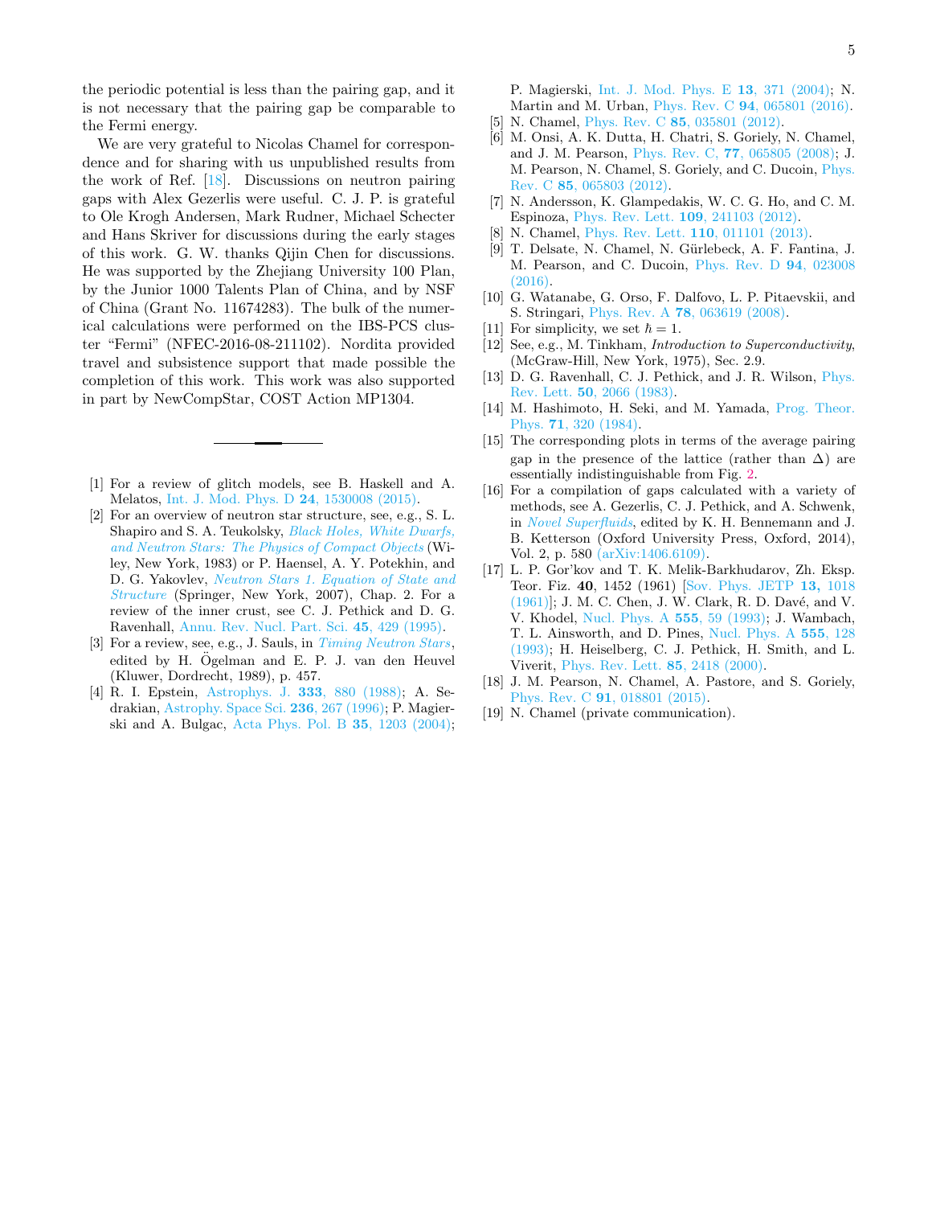the periodic potential is less than the pairing gap, and it is not necessary that the pairing gap be comparable to the Fermi energy.

We are very grateful to Nicolas Chamel for correspondence and for sharing with us unpublished results from the work of Ref. [18]. Discussions on neutron pairing gaps with Alex Gezerlis were useful. C. J. P. is grateful to Ole Krogh Andersen, Mark Rudner, Michael Schecter and Hans Skriver for discussions during the early stages of this work. G. W. thanks Qijin Chen for discussions. He was supported by the Zhejiang University 100 Plan, by the Junior 1000 Talents Plan of China, and by NSF of China (Grant No. 11674283). The bulk of the numerical calculations were performed on the IBS-PCS cluster "Fermi" (NFEC-2016-08-211102). Nordita provided travel and subsistence support that made possible the completion of this work. This work was also supported in part by NewCompStar, COST Action MP1304.

---

[1] For a review of glitch models, see B. Haskell and A. Melatos, Int. J. Mod. Phys. D **24**, 1530008 (2015).

[2] For an overview of neutron star structure, see, e.g., S. L. Shapiro and S. A. Teukolsky, *Black Holes, White Dwarfs, and Neutron Stars: The Physics of Compact Objects* (Wiley, New York, 1983) or P. Haensel, A. Y. Potekhin, and D. G. Yakovlev, *Neutron Stars 1. Equation of State and Structure* (Springer, New York, 2007), Chap. 2. For a review of the inner crust, see C. J. Pethick and D. G. Ravenhall, Annu. Rev. Nucl. Part. Sci. **45**, 429 (1995).

[3] For a review, see, e.g., J. Sauls, in *Timing Neutron Stars*, edited by H. Ögelman and E. P. J. van den Heuvel (Kluwer, Dordrecht, 1989), p. 457.

[4] R. I. Epstein, Astrophys. J. **333**, 880 (1988); A. Sedrakian, Astrophy. Space Sci. **236**, 267 (1996); P. Magierski and A. Bulgac, Acta Phys. Pol. B **35**, 1203 (2004); P. Magierski, Int. J. Mod. Phys. E **13**, 371 (2004); N. Martin and M. Urban, Phys. Rev. C **94**, 065801 (2016).

[5] N. Chamel, Phys. Rev. C **85**, 035801 (2012).

[6] M. Onsi, A. K. Dutta, H. Chatri, S. Goriely, N. Chamel, and J. M. Pearson, Phys. Rev. C, **77**, 065805 (2008); J. M. Pearson, N. Chamel, S. Goriely, and C. Ducoin, Phys. Rev. C **85**, 065803 (2012).

[7] N. Andersson, K. Glampedakis, W. C. G. Ho, and C. M. Espinoza, Phys. Rev. Lett. **109**, 241103 (2012).

[8] N. Chamel, Phys. Rev. Lett. **110**, 011101 (2013).

[9] T. Delsate, N. Chamel, N. Gürlebeck, A. F. Fantina, J. M. Pearson, and C. Ducoin, Phys. Rev. D **94**, 023008 (2016).

[10] G. Watanabe, G. Orso, F. Dalfovo, L. P. Pitaevskii, and S. Stringari, Phys. Rev. A **78**, 063619 (2008).

[11] For simplicity, we set $\hbar = 1$.

[12] See, e.g., M. Tinkham, *Introduction to Superconductivity*, (McGraw-Hill, New York, 1975), Sec. 2.9.

[13] D. G. Ravenhall, C. J. Pethick, and J. R. Wilson, Phys. Rev. Lett. **50**, 2066 (1983).

[14] M. Hashimoto, H. Seki, and M. Yamada, Prog. Theor. Phys. **71**, 320 (1984).

[15] The corresponding plots in terms of the average pairing gap in the presence of the lattice (rather than $\Delta$) are essentially indistinguishable from Fig. 2.

[16] For a compilation of gaps calculated with a variety of methods, see A. Gezerlis, C. J. Pethick, and A. Schwenk, in *Novel Superfluids*, edited by K. H. Bennemann and J. B. Ketterson (Oxford University Press, Oxford, 2014), Vol. 2, p. 580 (arXiv:1406.6109).

[17] L. P. Gor'kov and T. K. Melik-Barkhudarov, Zh. Eksp. Teor. Fiz. **40**, 1452 (1961) [Sov. Phys. JETP **13**, 1018 (1961)]; J. M. C. Chen, J. W. Clark, R. D. Davé, and V. V. Khodel, Nucl. Phys. A **555**, 59 (1993); J. Wambach, T. L. Ainsworth, and D. Pines, Nucl. Phys. A **555**, 128 (1993); H. Heiselberg, C. J. Pethick, H. Smith, and L. Viverit, Phys. Rev. Lett. **85**, 2418 (2000).

[18] J. M. Pearson, N. Chamel, A. Pastore, and S. Goriely, Phys. Rev. C **91**, 018801 (2015).

[19] N. Chamel (private communication).